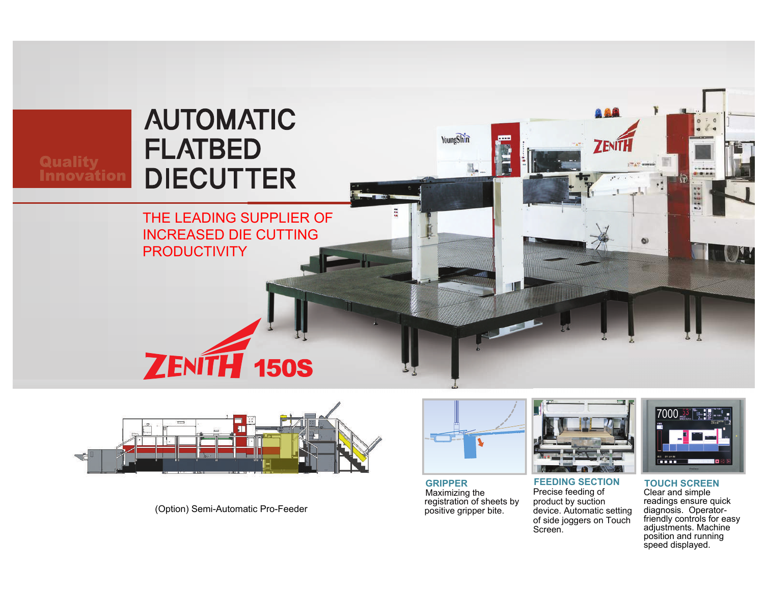Quality Innovation

# AUTOMATIC FLATBED DIECUTTER

THE LEADING SUPPLIER OF INCREASED DIE CUTTING PRODUCTIVITY

ZENITH 150S

(Option) Semi-Automatic Pro-Feeder

### GRIPPER

Maximizing the registration of sheets by positive gripper bite.

### FEEDING SECTION

Precise feeding of product by suction device. Automatic setting of side joggers on Touch Screen.

### TOUCH SCREEN

Clear and simple readings ensure quick diagnosis. Operator-friendly controls for easy adjustments. Machine position and running speed displayed.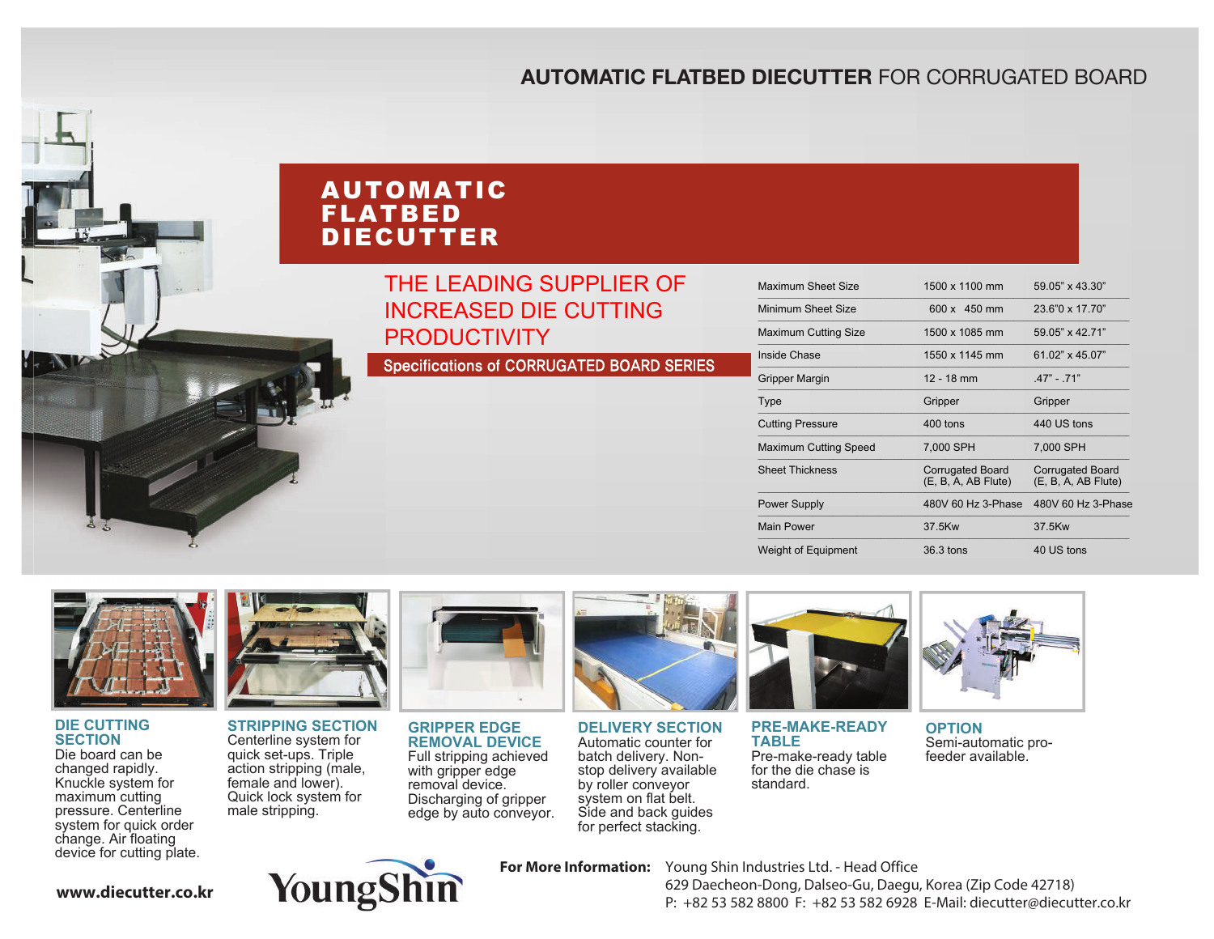## **AUTOMATIC FLATBED DIECUTTER** FOR CORRUGATED BOARD

# AUTOMATIC FLATBED DIECUTTER

## THE LEADING SUPPLIER OF INCREASED DIE CUTTING PRODUCTIVITY

### Specifications of CORRUGATED BOARD SERIES

| | | |
|---|---|---|
| Maximum Sheet Size | 1500 x 1100 mm | 59.05" x 43.30" |
| Minimum Sheet Size | 600 x 450 mm | 23.6"0 x 17.70" |
| Maximum Cutting Size | 1500 x 1085 mm | 59.05" x 42.71" |
| Inside Chase | 1550 x 1145 mm | 61.02" x 45.07" |
| Gripper Margin | 12 - 18 mm | .47" - .71" |
| Type | Gripper | Gripper |
| Cutting Pressure | 400 tons | 440 US tons |
| Maximum Cutting Speed | 7,000 SPH | 7,000 SPH |
| Sheet Thickness | Corrugated Board (E, B, A, AB Flute) | Corrugated Board (E, B, A, AB Flute) |
| Power Supply | 480V 60 Hz 3-Phase | 480V 60 Hz 3-Phase |
| Main Power | 37.5Kw | 37.5Kw |
| Weight of Equipment | 36.3 tons | 40 US tons |

**DIE CUTTING SECTION**
Die board can be changed rapidly. Knuckle system for maximum cutting pressure. Centerline system for quick order change. Air floating device for cutting plate.

**STRIPPING SECTION**
Centerline system for quick set-ups. Triple action stripping (male, female and lower). Quick lock system for male stripping.

**GRIPPER EDGE REMOVAL DEVICE**
Full stripping achieved with gripper edge removal device. Discharging of gripper edge by auto conveyor.

**DELIVERY SECTION**
Automatic counter for batch delivery. Non-stop delivery available by roller conveyor system on flat belt. Side and back guides for perfect stacking.

**PRE-MAKE-READY TABLE**
Pre-make-ready table for the die chase is standard.

**OPTION**
Semi-automatic pro-feeder available.

**www.diecutter.co.kr**

YoungShin

**For More Information:** Young Shin Industries Ltd. - Head Office
629 Daecheon-Dong, Dalseo-Gu, Daegu, Korea (Zip Code 42718)
P: +82 53 582 8800 F: +82 53 582 6928 E-Mail: diecutter@diecutter.co.kr